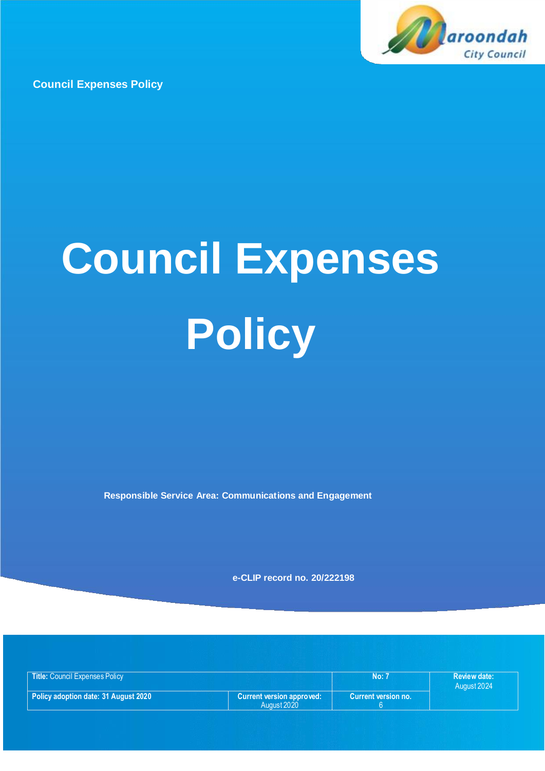Council Expenses Policy

# Council Expenses Policy

**Responsible Service Area: Communications and Engagement**

**e-CLIP record no. 20/222198**

| **Title:** Council Expenses Policy | | **No: 7** | **Review date:** August 2024 |
|---|---|---|---|
| **Policy adoption date: 31 August 2020** | **Current version approved:** August 2020 | **Current version no.** 6 | |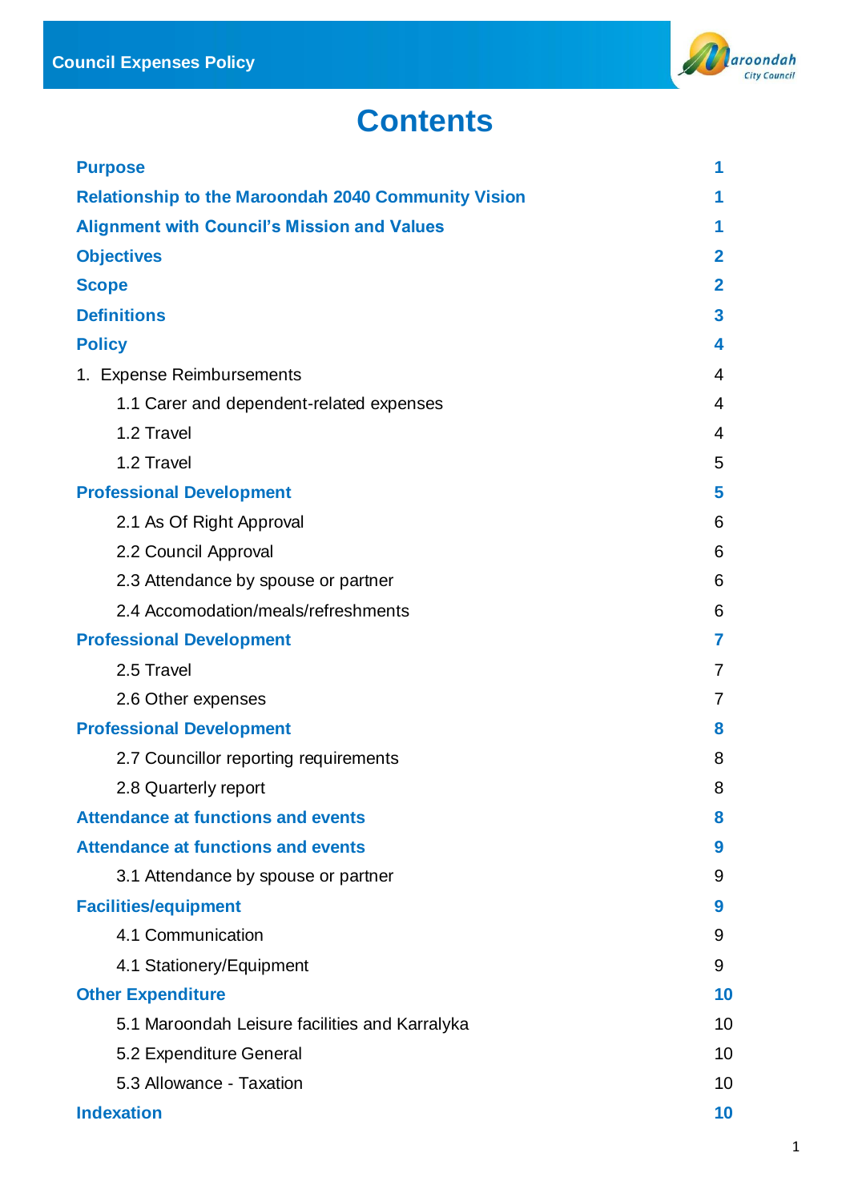# Contents

| | |
|---|---|
| **Purpose** | **1** |
| **Relationship to the Maroondah 2040 Community Vision** | **1** |
| **Alignment with Council's Mission and Values** | **1** |
| **Objectives** | **2** |
| **Scope** | **2** |
| **Definitions** | **3** |
| **Policy** | **4** |
| 1. Expense Reimbursements | 4 |
| 1.1 Carer and dependent-related expenses | 4 |
| 1.2 Travel | 4 |
| 1.2 Travel | 5 |
| **Professional Development** | **5** |
| 2.1 As Of Right Approval | 6 |
| 2.2 Council Approval | 6 |
| 2.3 Attendance by spouse or partner | 6 |
| 2.4 Accomodation/meals/refreshments | 6 |
| **Professional Development** | **7** |
| 2.5 Travel | 7 |
| 2.6 Other expenses | 7 |
| **Professional Development** | **8** |
| 2.7 Councillor reporting requirements | 8 |
| 2.8 Quarterly report | 8 |
| **Attendance at functions and events** | **8** |
| **Attendance at functions and events** | **9** |
| 3.1 Attendance by spouse or partner | 9 |
| **Facilities/equipment** | **9** |
| 4.1 Communication | 9 |
| 4.1 Stationery/Equipment | 9 |
| **Other Expenditure** | **10** |
| 5.1 Maroondah Leisure facilities and Karralyka | 10 |
| 5.2 Expenditure General | 10 |
| 5.3 Allowance - Taxation | 10 |
| **Indexation** | **10** |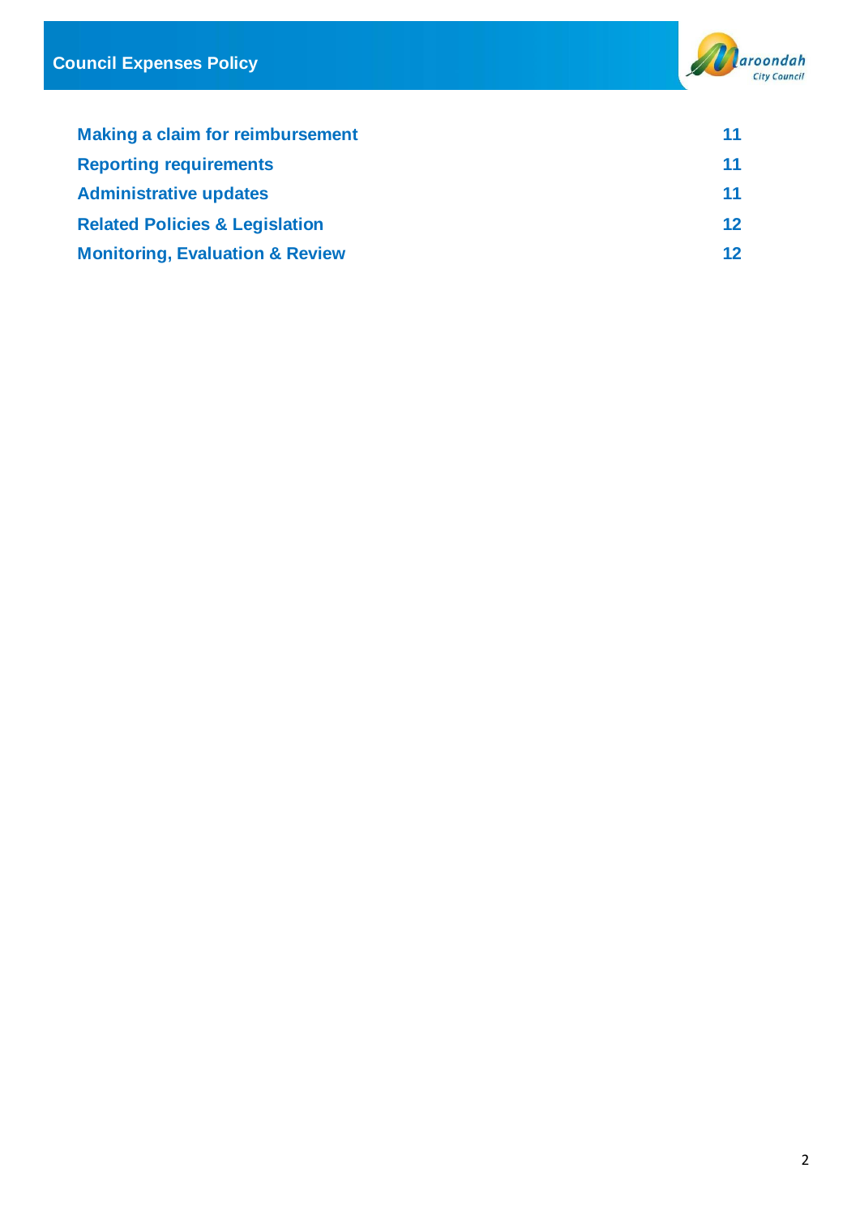| | |
|---|---|
| **Making a claim for reimbursement** | **11** |
| **Reporting requirements** | **11** |
| **Administrative updates** | **11** |
| **Related Policies & Legislation** | **12** |
| **Monitoring, Evaluation & Review** | **12** |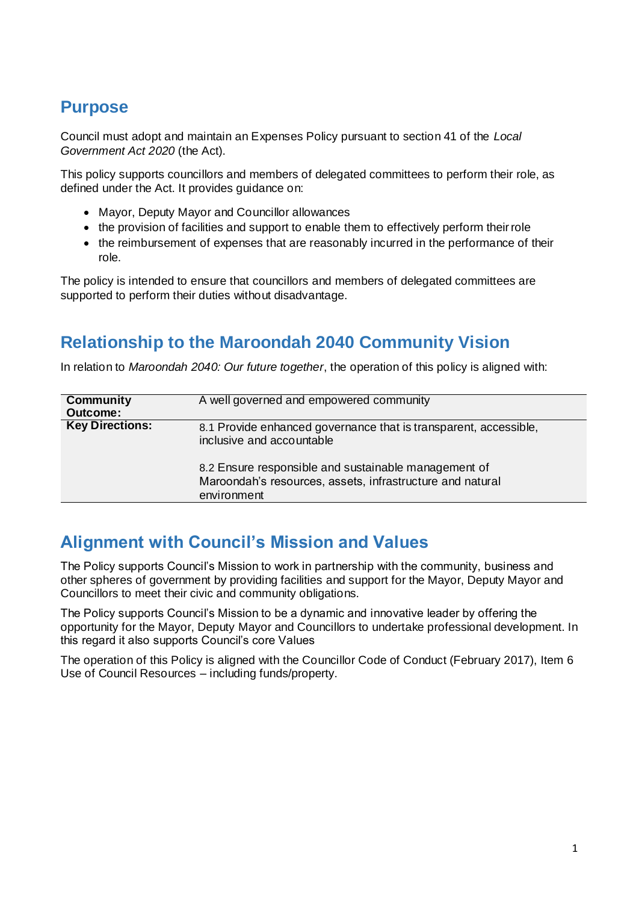## Purpose

Council must adopt and maintain an Expenses Policy pursuant to section 41 of the *Local Government Act 2020* (the Act).

This policy supports councillors and members of delegated committees to perform their role, as defined under the Act. It provides guidance on:

- Mayor, Deputy Mayor and Councillor allowances
- the provision of facilities and support to enable them to effectively perform their role
- the reimbursement of expenses that are reasonably incurred in the performance of their role.

The policy is intended to ensure that councillors and members of delegated committees are supported to perform their duties without disadvantage.

## Relationship to the Maroondah 2040 Community Vision

In relation to *Maroondah 2040: Our future together*, the operation of this policy is aligned with:

| **Community Outcome:** | A well governed and empowered community |
|---|---|
| **Key Directions:** | 8.1 Provide enhanced governance that is transparent, accessible, inclusive and accountable<br><br>8.2 Ensure responsible and sustainable management of Maroondah's resources, assets, infrastructure and natural environment |

## Alignment with Council's Mission and Values

The Policy supports Council's Mission to work in partnership with the community, business and other spheres of government by providing facilities and support for the Mayor, Deputy Mayor and Councillors to meet their civic and community obligations.

The Policy supports Council's Mission to be a dynamic and innovative leader by offering the opportunity for the Mayor, Deputy Mayor and Councillors to undertake professional development. In this regard it also supports Council's core Values

The operation of this Policy is aligned with the Councillor Code of Conduct (February 2017), Item 6 Use of Council Resources – including funds/property.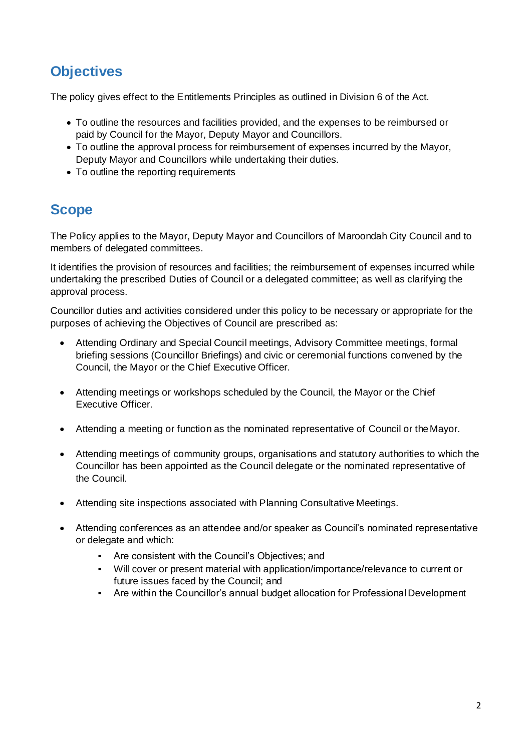## Objectives

The policy gives effect to the Entitlements Principles as outlined in Division 6 of the Act.

- To outline the resources and facilities provided, and the expenses to be reimbursed or paid by Council for the Mayor, Deputy Mayor and Councillors.
- To outline the approval process for reimbursement of expenses incurred by the Mayor, Deputy Mayor and Councillors while undertaking their duties.
- To outline the reporting requirements

## Scope

The Policy applies to the Mayor, Deputy Mayor and Councillors of Maroondah City Council and to members of delegated committees.

It identifies the provision of resources and facilities; the reimbursement of expenses incurred while undertaking the prescribed Duties of Council or a delegated committee; as well as clarifying the approval process.

Councillor duties and activities considered under this policy to be necessary or appropriate for the purposes of achieving the Objectives of Council are prescribed as:

- Attending Ordinary and Special Council meetings, Advisory Committee meetings, formal briefing sessions (Councillor Briefings) and civic or ceremonial functions convened by the Council, the Mayor or the Chief Executive Officer.
- Attending meetings or workshops scheduled by the Council, the Mayor or the Chief Executive Officer.
- Attending a meeting or function as the nominated representative of Council or the Mayor.
- Attending meetings of community groups, organisations and statutory authorities to which the Councillor has been appointed as the Council delegate or the nominated representative of the Council.
- Attending site inspections associated with Planning Consultative Meetings.
- Attending conferences as an attendee and/or speaker as Council's nominated representative or delegate and which:
    - Are consistent with the Council's Objectives; and
    - Will cover or present material with application/importance/relevance to current or future issues faced by the Council; and
    - Are within the Councillor's annual budget allocation for Professional Development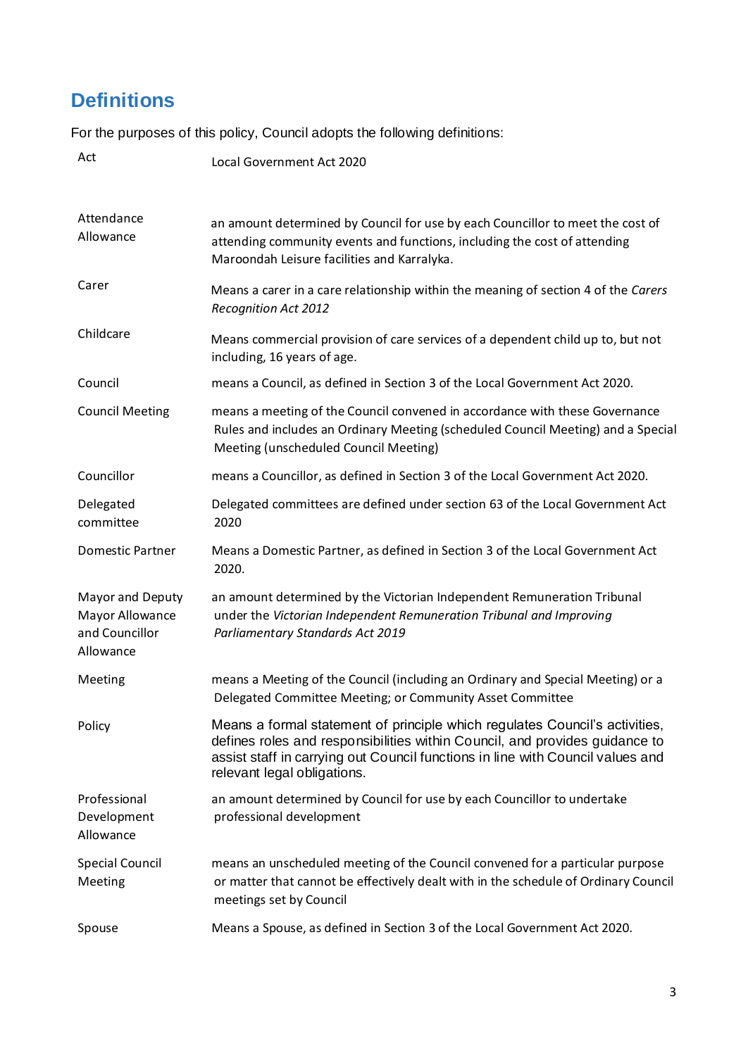# Definitions

For the purposes of this policy, Council adopts the following definitions:

| Term | Definition |
|---|---|
| Act | Local Government Act 2020 |
| Attendance Allowance | an amount determined by Council for use by each Councillor to meet the cost of attending community events and functions, including the cost of attending Maroondah Leisure facilities and Karralyka. |
| Carer | Means a carer in a care relationship within the meaning of section 4 of the *Carers Recognition Act 2012* |
| Childcare | Means commercial provision of care services of a dependent child up to, but not including, 16 years of age. |
| Council | means a Council, as defined in Section 3 of the Local Government Act 2020. |
| Council Meeting | means a meeting of the Council convened in accordance with these Governance Rules and includes an Ordinary Meeting (scheduled Council Meeting) and a Special Meeting (unscheduled Council Meeting) |
| Councillor | means a Councillor, as defined in Section 3 of the Local Government Act 2020. |
| Delegated committee | Delegated committees are defined under section 63 of the Local Government Act 2020 |
| Domestic Partner | Means a Domestic Partner, as defined in Section 3 of the Local Government Act 2020. |
| Mayor and Deputy Mayor Allowance and Councillor Allowance | an amount determined by the Victorian Independent Remuneration Tribunal under the *Victorian Independent Remuneration Tribunal and Improving Parliamentary Standards Act 2019* |
| Meeting | means a Meeting of the Council (including an Ordinary and Special Meeting) or a Delegated Committee Meeting; or Community Asset Committee |
| Policy | Means a formal statement of principle which regulates Council's activities, defines roles and responsibilities within Council, and provides guidance to assist staff in carrying out Council functions in line with Council values and relevant legal obligations. |
| Professional Development Allowance | an amount determined by Council for use by each Councillor to undertake professional development |
| Special Council Meeting | means an unscheduled meeting of the Council convened for a particular purpose or matter that cannot be effectively dealt with in the schedule of Ordinary Council meetings set by Council |
| Spouse | Means a Spouse, as defined in Section 3 of the Local Government Act 2020. |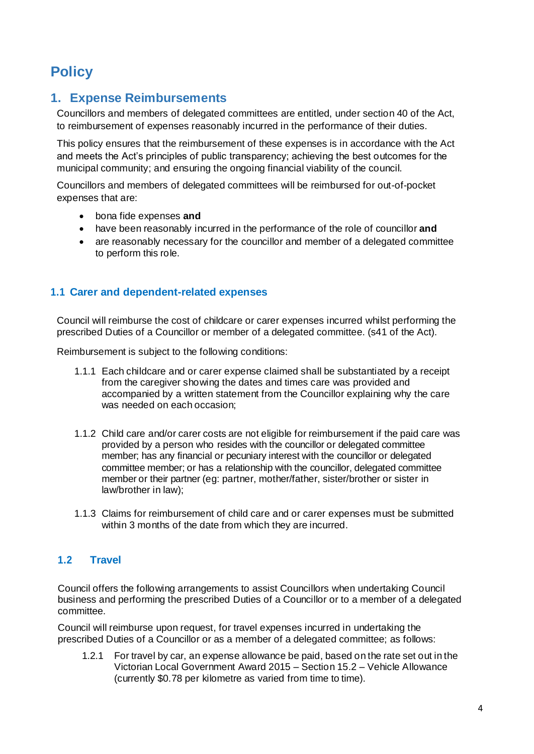# Policy

## 1. Expense Reimbursements

Councillors and members of delegated committees are entitled, under section 40 of the Act, to reimbursement of expenses reasonably incurred in the performance of their duties.

This policy ensures that the reimbursement of these expenses is in accordance with the Act and meets the Act's principles of public transparency; achieving the best outcomes for the municipal community; and ensuring the ongoing financial viability of the council.

Councillors and members of delegated committees will be reimbursed for out-of-pocket expenses that are:

- bona fide expenses **and**
- have been reasonably incurred in the performance of the role of councillor **and**
- are reasonably necessary for the councillor and member of a delegated committee to perform this role.

### 1.1 Carer and dependent-related expenses

Council will reimburse the cost of childcare or carer expenses incurred whilst performing the prescribed Duties of a Councillor or member of a delegated committee. (s41 of the Act).

Reimbursement is subject to the following conditions:

1.1.1 Each childcare and or carer expense claimed shall be substantiated by a receipt from the caregiver showing the dates and times care was provided and accompanied by a written statement from the Councillor explaining why the care was needed on each occasion;

1.1.2 Child care and/or carer costs are not eligible for reimbursement if the paid care was provided by a person who resides with the councillor or delegated committee member; has any financial or pecuniary interest with the councillor or delegated committee member; or has a relationship with the councillor, delegated committee member or their partner (eg: partner, mother/father, sister/brother or sister in law/brother in law);

1.1.3 Claims for reimbursement of child care and or carer expenses must be submitted within 3 months of the date from which they are incurred.

### 1.2 Travel

Council offers the following arrangements to assist Councillors when undertaking Council business and performing the prescribed Duties of a Councillor or to a member of a delegated committee.

Council will reimburse upon request, for travel expenses incurred in undertaking the prescribed Duties of a Councillor or as a member of a delegated committee; as follows:

1.2.1 For travel by car, an expense allowance be paid, based on the rate set out in the Victorian Local Government Award 2015 – Section 15.2 – Vehicle Allowance (currently $0.78 per kilometre as varied from time to time).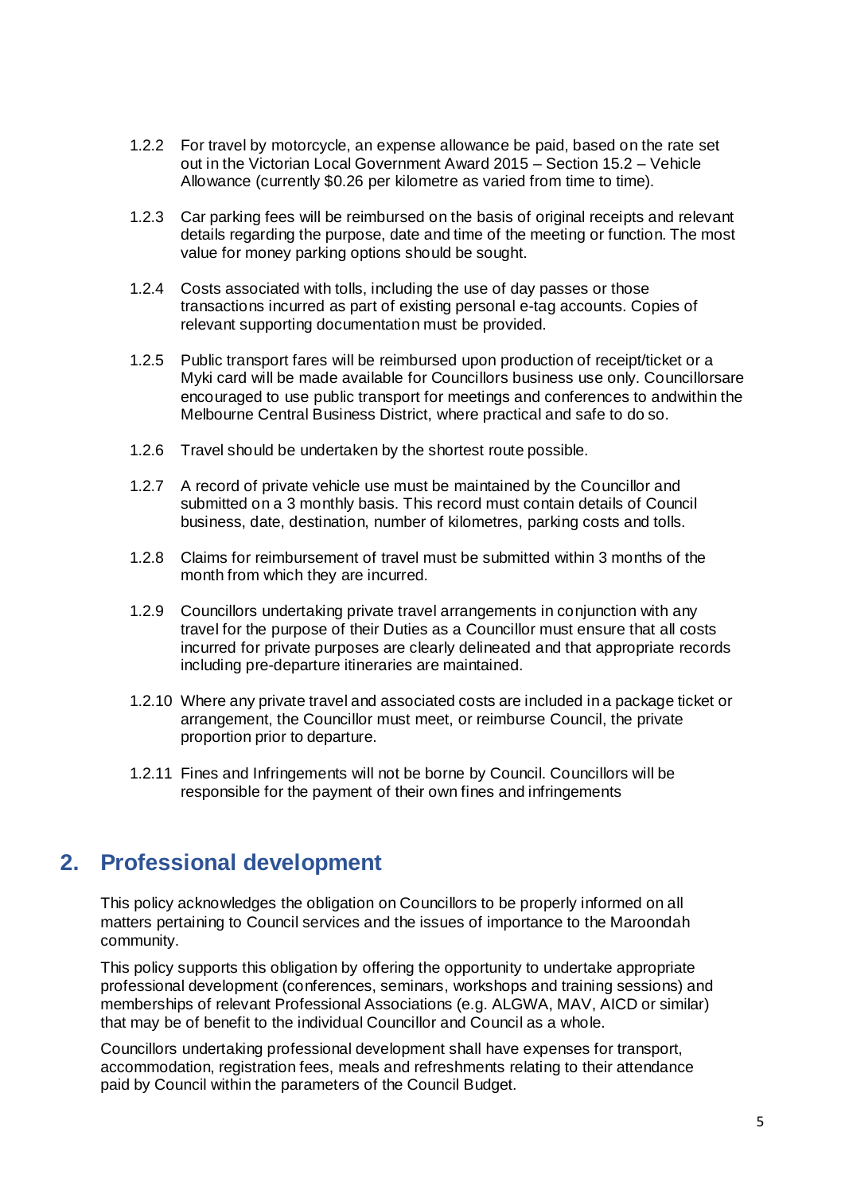1.2.2 For travel by motorcycle, an expense allowance be paid, based on the rate set out in the Victorian Local Government Award 2015 – Section 15.2 – Vehicle Allowance (currently $0.26 per kilometre as varied from time to time).

1.2.3 Car parking fees will be reimbursed on the basis of original receipts and relevant details regarding the purpose, date and time of the meeting or function. The most value for money parking options should be sought.

1.2.4 Costs associated with tolls, including the use of day passes or those transactions incurred as part of existing personal e-tag accounts. Copies of relevant supporting documentation must be provided.

1.2.5 Public transport fares will be reimbursed upon production of receipt/ticket or a Myki card will be made available for Councillors business use only. Councillorsare encouraged to use public transport for meetings and conferences to andwithin the Melbourne Central Business District, where practical and safe to do so.

1.2.6 Travel should be undertaken by the shortest route possible.

1.2.7 A record of private vehicle use must be maintained by the Councillor and submitted on a 3 monthly basis. This record must contain details of Council business, date, destination, number of kilometres, parking costs and tolls.

1.2.8 Claims for reimbursement of travel must be submitted within 3 months of the month from which they are incurred.

1.2.9 Councillors undertaking private travel arrangements in conjunction with any travel for the purpose of their Duties as a Councillor must ensure that all costs incurred for private purposes are clearly delineated and that appropriate records including pre-departure itineraries are maintained.

1.2.10 Where any private travel and associated costs are included in a package ticket or arrangement, the Councillor must meet, or reimburse Council, the private proportion prior to departure.

1.2.11 Fines and Infringements will not be borne by Council. Councillors will be responsible for the payment of their own fines and infringements

## 2. Professional development

This policy acknowledges the obligation on Councillors to be properly informed on all matters pertaining to Council services and the issues of importance to the Maroondah community.

This policy supports this obligation by offering the opportunity to undertake appropriate professional development (conferences, seminars, workshops and training sessions) and memberships of relevant Professional Associations (e.g. ALGWA, MAV, AICD or similar) that may be of benefit to the individual Councillor and Council as a whole.

Councillors undertaking professional development shall have expenses for transport, accommodation, registration fees, meals and refreshments relating to their attendance paid by Council within the parameters of the Council Budget.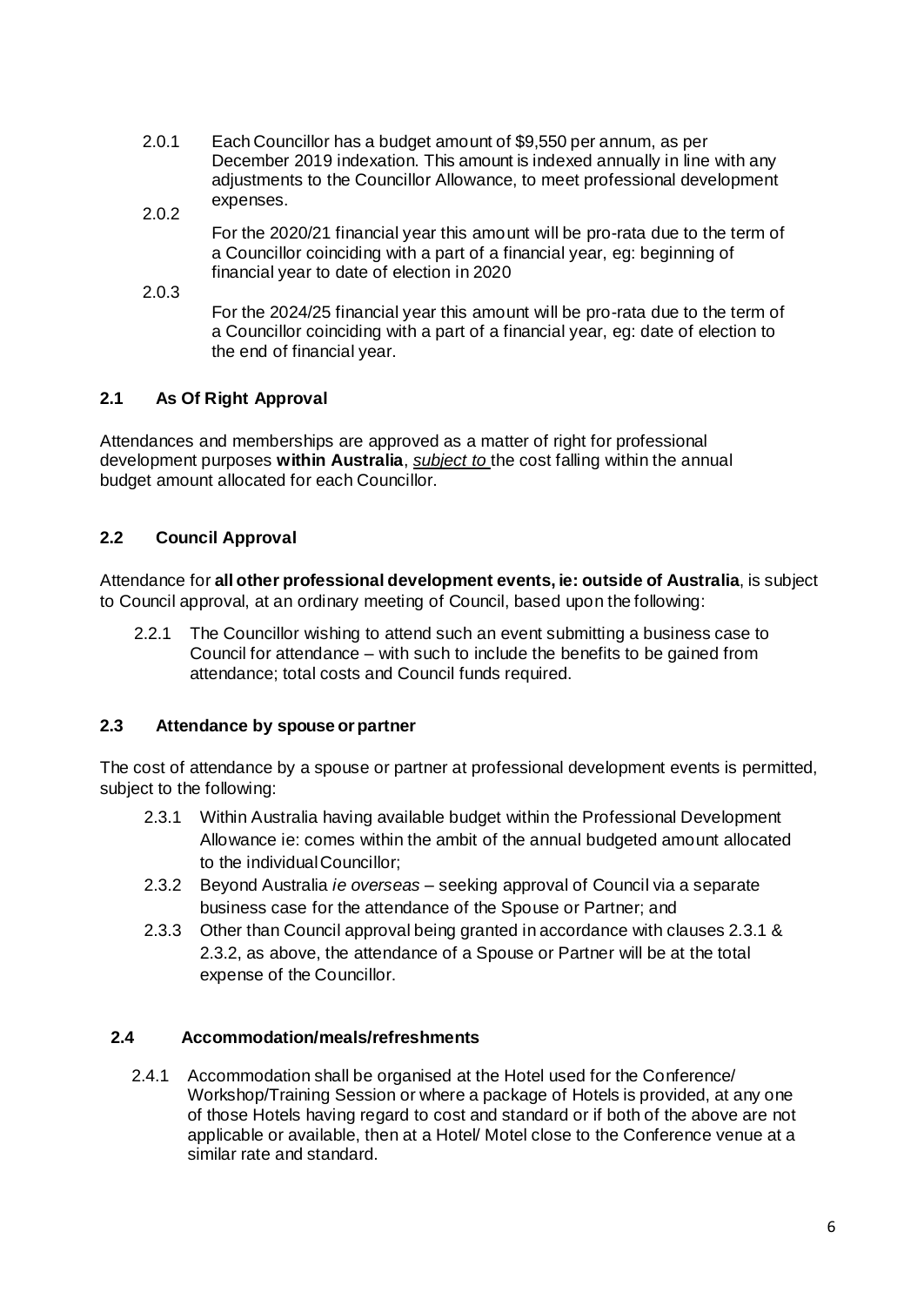2.0.1 Each Councillor has a budget amount of $9,550 per annum, as per December 2019 indexation. This amount is indexed annually in line with any adjustments to the Councillor Allowance, to meet professional development expenses.

2.0.2 For the 2020/21 financial year this amount will be pro-rata due to the term of a Councillor coinciding with a part of a financial year, eg: beginning of financial year to date of election in 2020

2.0.3 For the 2024/25 financial year this amount will be pro-rata due to the term of a Councillor coinciding with a part of a financial year, eg: date of election to the end of financial year.

### 2.1 As Of Right Approval

Attendances and memberships are approved as a matter of right for professional development purposes **within Australia**, ***subject to*** the cost falling within the annual budget amount allocated for each Councillor.

### 2.2 Council Approval

Attendance for **all other professional development events, ie: outside of Australia**, is subject to Council approval, at an ordinary meeting of Council, based upon the following:

2.2.1 The Councillor wishing to attend such an event submitting a business case to Council for attendance – with such to include the benefits to be gained from attendance; total costs and Council funds required.

### 2.3 Attendance by spouse or partner

The cost of attendance by a spouse or partner at professional development events is permitted, subject to the following:

2.3.1 Within Australia having available budget within the Professional Development Allowance ie: comes within the ambit of the annual budgeted amount allocated to the individual Councillor;

2.3.2 Beyond Australia *ie overseas* – seeking approval of Council via a separate business case for the attendance of the Spouse or Partner; and

2.3.3 Other than Council approval being granted in accordance with clauses 2.3.1 & 2.3.2, as above, the attendance of a Spouse or Partner will be at the total expense of the Councillor.

### 2.4 Accommodation/meals/refreshments

2.4.1 Accommodation shall be organised at the Hotel used for the Conference/ Workshop/Training Session or where a package of Hotels is provided, at any one of those Hotels having regard to cost and standard or if both of the above are not applicable or available, then at a Hotel/ Motel close to the Conference venue at a similar rate and standard.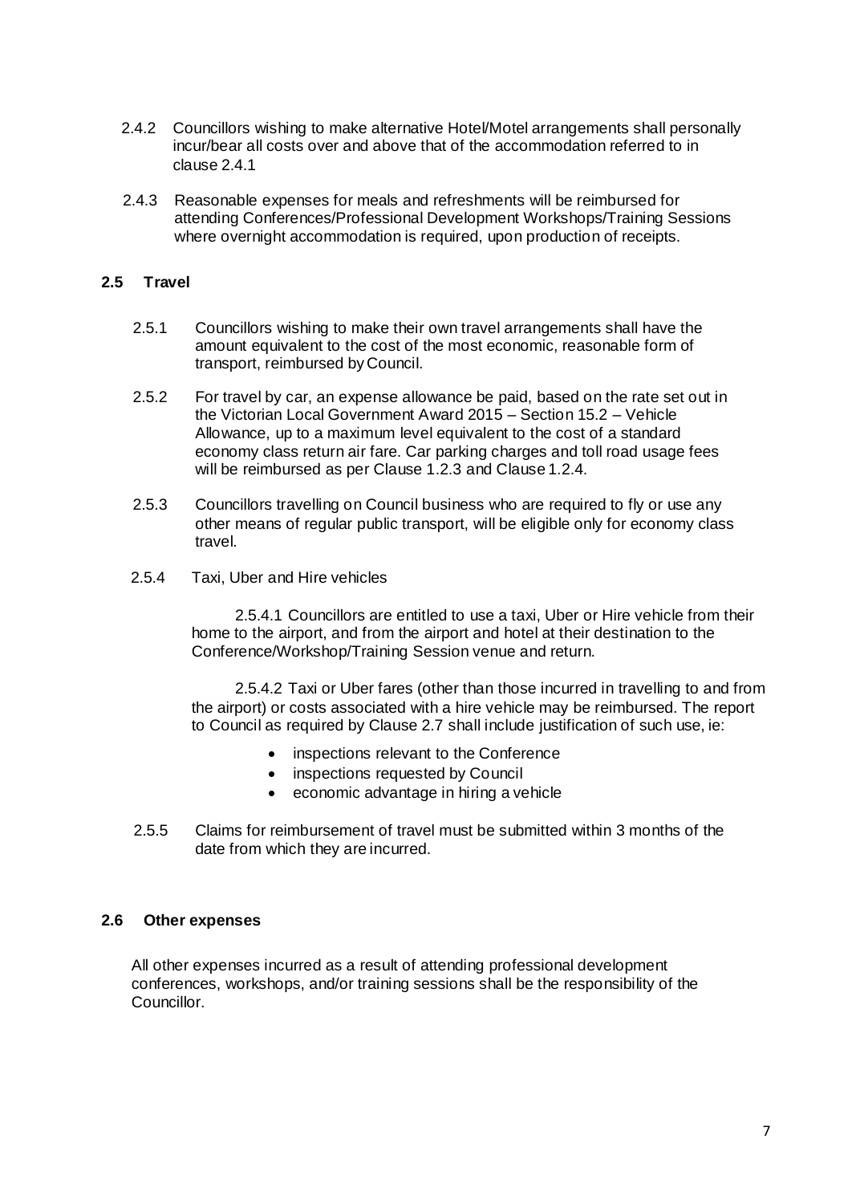2.4.2 Councillors wishing to make alternative Hotel/Motel arrangements shall personally incur/bear all costs over and above that of the accommodation referred to in clause 2.4.1

2.4.3 Reasonable expenses for meals and refreshments will be reimbursed for attending Conferences/Professional Development Workshops/Training Sessions where overnight accommodation is required, upon production of receipts.

### 2.5 Travel

2.5.1 Councillors wishing to make their own travel arrangements shall have the amount equivalent to the cost of the most economic, reasonable form of transport, reimbursed by Council.

2.5.2 For travel by car, an expense allowance be paid, based on the rate set out in the Victorian Local Government Award 2015 – Section 15.2 – Vehicle Allowance, up to a maximum level equivalent to the cost of a standard economy class return air fare. Car parking charges and toll road usage fees will be reimbursed as per Clause 1.2.3 and Clause 1.2.4.

2.5.3 Councillors travelling on Council business who are required to fly or use any other means of regular public transport, will be eligible only for economy class travel.

2.5.4 Taxi, Uber and Hire vehicles

2.5.4.1 Councillors are entitled to use a taxi, Uber or Hire vehicle from their home to the airport, and from the airport and hotel at their destination to the Conference/Workshop/Training Session venue and return.

2.5.4.2 Taxi or Uber fares (other than those incurred in travelling to and from the airport) or costs associated with a hire vehicle may be reimbursed. The report to Council as required by Clause 2.7 shall include justification of such use, ie:

- inspections relevant to the Conference
- inspections requested by Council
- economic advantage in hiring a vehicle

2.5.5 Claims for reimbursement of travel must be submitted within 3 months of the date from which they are incurred.

### 2.6 Other expenses

All other expenses incurred as a result of attending professional development conferences, workshops, and/or training sessions shall be the responsibility of the Councillor.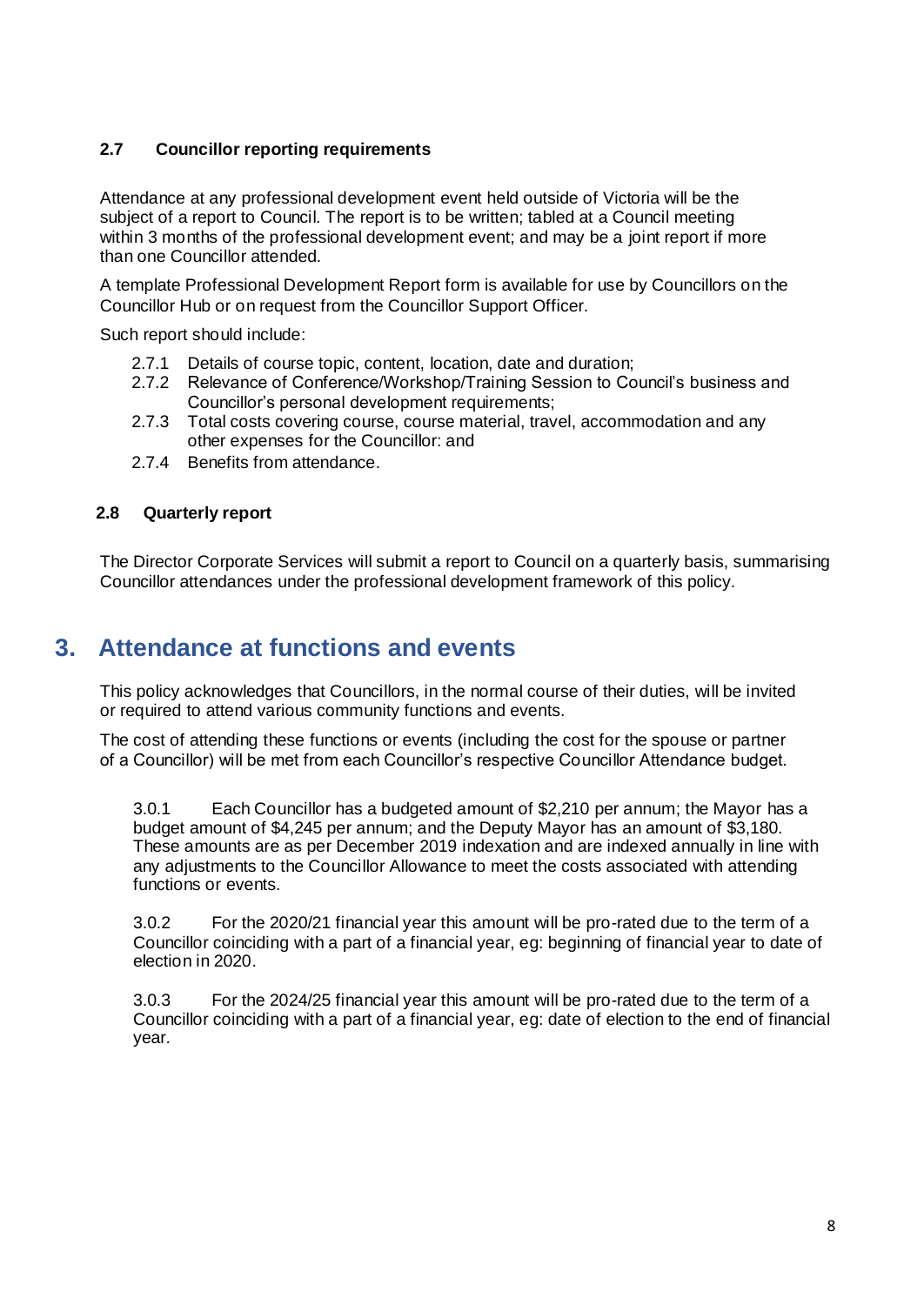### 2.7 Councillor reporting requirements

Attendance at any professional development event held outside of Victoria will be the subject of a report to Council. The report is to be written; tabled at a Council meeting within 3 months of the professional development event; and may be a joint report if more than one Councillor attended.

A template Professional Development Report form is available for use by Councillors on the Councillor Hub or on request from the Councillor Support Officer.

Such report should include:

- 2.7.1 Details of course topic, content, location, date and duration;
- 2.7.2 Relevance of Conference/Workshop/Training Session to Council's business and Councillor's personal development requirements;
- 2.7.3 Total costs covering course, course material, travel, accommodation and any other expenses for the Councillor: and
- 2.7.4 Benefits from attendance.

### 2.8 Quarterly report

The Director Corporate Services will submit a report to Council on a quarterly basis, summarising Councillor attendances under the professional development framework of this policy.

## 3. Attendance at functions and events

This policy acknowledges that Councillors, in the normal course of their duties, will be invited or required to attend various community functions and events.

The cost of attending these functions or events (including the cost for the spouse or partner of a Councillor) will be met from each Councillor's respective Councillor Attendance budget.

3.0.1 Each Councillor has a budgeted amount of $2,210 per annum; the Mayor has a budget amount of $4,245 per annum; and the Deputy Mayor has an amount of $3,180. These amounts are as per December 2019 indexation and are indexed annually in line with any adjustments to the Councillor Allowance to meet the costs associated with attending functions or events.

3.0.2 For the 2020/21 financial year this amount will be pro-rated due to the term of a Councillor coinciding with a part of a financial year, eg: beginning of financial year to date of election in 2020.

3.0.3 For the 2024/25 financial year this amount will be pro-rated due to the term of a Councillor coinciding with a part of a financial year, eg: date of election to the end of financial year.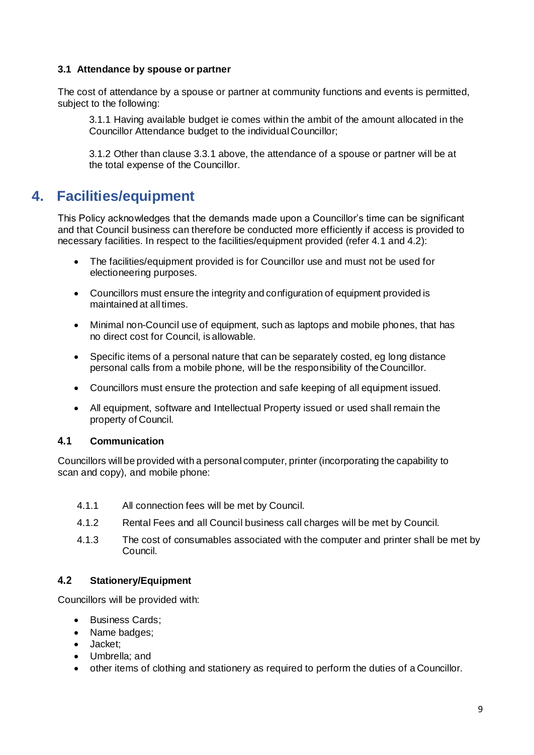### 3.1 Attendance by spouse or partner

The cost of attendance by a spouse or partner at community functions and events is permitted, subject to the following:

3.1.1 Having available budget ie comes within the ambit of the amount allocated in the Councillor Attendance budget to the individual Councillor;

3.1.2 Other than clause 3.3.1 above, the attendance of a spouse or partner will be at the total expense of the Councillor.

# 4. Facilities/equipment

This Policy acknowledges that the demands made upon a Councillor's time can be significant and that Council business can therefore be conducted more efficiently if access is provided to necessary facilities. In respect to the facilities/equipment provided (refer 4.1 and 4.2):

- The facilities/equipment provided is for Councillor use and must not be used for electioneering purposes.
- Councillors must ensure the integrity and configuration of equipment provided is maintained at all times.
- Minimal non-Council use of equipment, such as laptops and mobile phones, that has no direct cost for Council, is allowable.
- Specific items of a personal nature that can be separately costed, eg long distance personal calls from a mobile phone, will be the responsibility of the Councillor.
- Councillors must ensure the protection and safe keeping of all equipment issued.
- All equipment, software and Intellectual Property issued or used shall remain the property of Council.

### 4.1 Communication

Councillors will be provided with a personal computer, printer (incorporating the capability to scan and copy), and mobile phone:

4.1.1 All connection fees will be met by Council.

4.1.2 Rental Fees and all Council business call charges will be met by Council.

4.1.3 The cost of consumables associated with the computer and printer shall be met by Council.

### 4.2 Stationery/Equipment

Councillors will be provided with:

- Business Cards;
- Name badges;
- Jacket;
- Umbrella; and
- other items of clothing and stationery as required to perform the duties of a Councillor.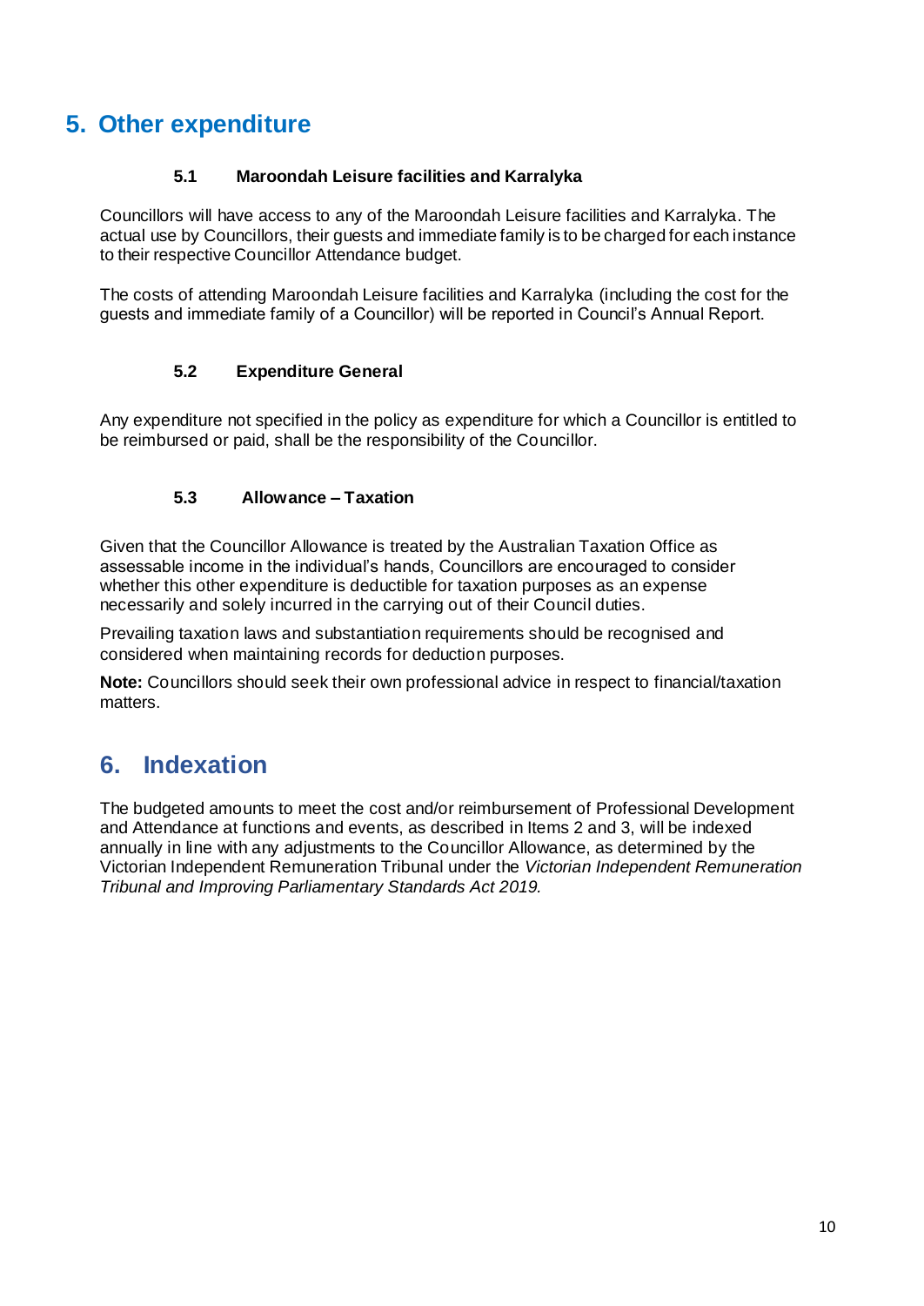## 5. Other expenditure

### 5.1 Maroondah Leisure facilities and Karralyka

Councillors will have access to any of the Maroondah Leisure facilities and Karralyka. The actual use by Councillors, their guests and immediate family is to be charged for each instance to their respective Councillor Attendance budget.

The costs of attending Maroondah Leisure facilities and Karralyka (including the cost for the guests and immediate family of a Councillor) will be reported in Council's Annual Report.

### 5.2 Expenditure General

Any expenditure not specified in the policy as expenditure for which a Councillor is entitled to be reimbursed or paid, shall be the responsibility of the Councillor.

### 5.3 Allowance – Taxation

Given that the Councillor Allowance is treated by the Australian Taxation Office as assessable income in the individual's hands, Councillors are encouraged to consider whether this other expenditure is deductible for taxation purposes as an expense necessarily and solely incurred in the carrying out of their Council duties.

Prevailing taxation laws and substantiation requirements should be recognised and considered when maintaining records for deduction purposes.

**Note:** Councillors should seek their own professional advice in respect to financial/taxation matters.

## 6. Indexation

The budgeted amounts to meet the cost and/or reimbursement of Professional Development and Attendance at functions and events, as described in Items 2 and 3, will be indexed annually in line with any adjustments to the Councillor Allowance, as determined by the Victorian Independent Remuneration Tribunal under the *Victorian Independent Remuneration Tribunal and Improving Parliamentary Standards Act 2019.*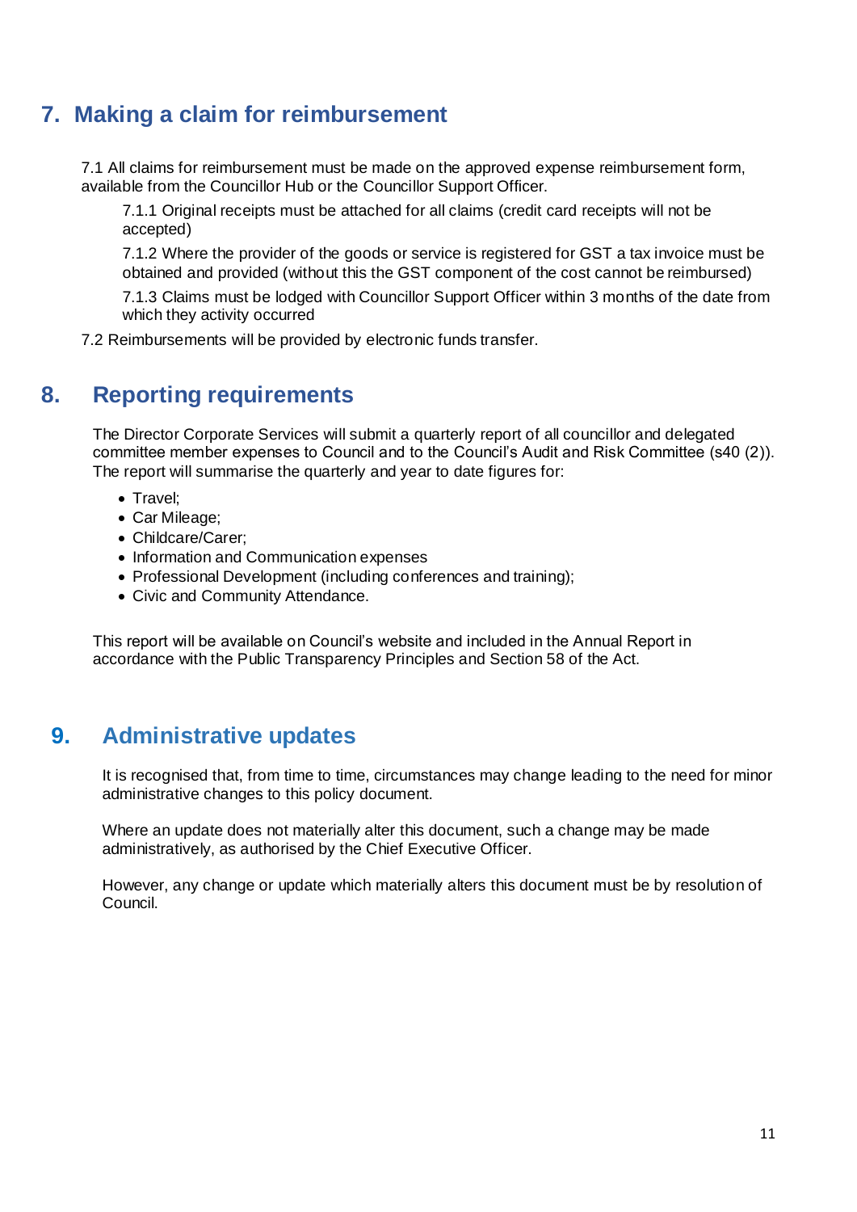## 7. Making a claim for reimbursement

7.1 All claims for reimbursement must be made on the approved expense reimbursement form, available from the Councillor Hub or the Councillor Support Officer.

7.1.1 Original receipts must be attached for all claims (credit card receipts will not be accepted)

7.1.2 Where the provider of the goods or service is registered for GST a tax invoice must be obtained and provided (without this the GST component of the cost cannot be reimbursed)

7.1.3 Claims must be lodged with Councillor Support Officer within 3 months of the date from which they activity occurred

7.2 Reimbursements will be provided by electronic funds transfer.

## 8. Reporting requirements

The Director Corporate Services will submit a quarterly report of all councillor and delegated committee member expenses to Council and to the Council's Audit and Risk Committee (s40 (2)). The report will summarise the quarterly and year to date figures for:

- Travel;
- Car Mileage;
- Childcare/Carer;
- Information and Communication expenses
- Professional Development (including conferences and training);
- Civic and Community Attendance.

This report will be available on Council's website and included in the Annual Report in accordance with the Public Transparency Principles and Section 58 of the Act.

## 9. Administrative updates

It is recognised that, from time to time, circumstances may change leading to the need for minor administrative changes to this policy document.

Where an update does not materially alter this document, such a change may be made administratively, as authorised by the Chief Executive Officer.

However, any change or update which materially alters this document must be by resolution of Council.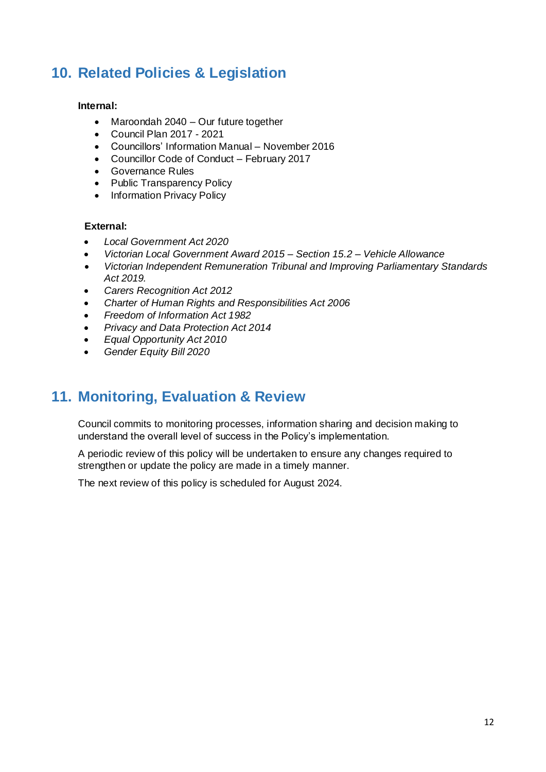## 10. Related Policies & Legislation

**Internal:**

- Maroondah 2040 – Our future together
- Council Plan 2017 - 2021
- Councillors' Information Manual – November 2016
- Councillor Code of Conduct – February 2017
- Governance Rules
- Public Transparency Policy
- Information Privacy Policy

**External:**

- *Local Government Act 2020*
- *Victorian Local Government Award 2015 – Section 15.2 – Vehicle Allowance*
- *Victorian Independent Remuneration Tribunal and Improving Parliamentary Standards Act 2019.*
- *Carers Recognition Act 2012*
- *Charter of Human Rights and Responsibilities Act 2006*
- *Freedom of Information Act 1982*
- *Privacy and Data Protection Act 2014*
- *Equal Opportunity Act 2010*
- *Gender Equity Bill 2020*

## 11. Monitoring, Evaluation & Review

Council commits to monitoring processes, information sharing and decision making to understand the overall level of success in the Policy's implementation.

A periodic review of this policy will be undertaken to ensure any changes required to strengthen or update the policy are made in a timely manner.

The next review of this policy is scheduled for August 2024.